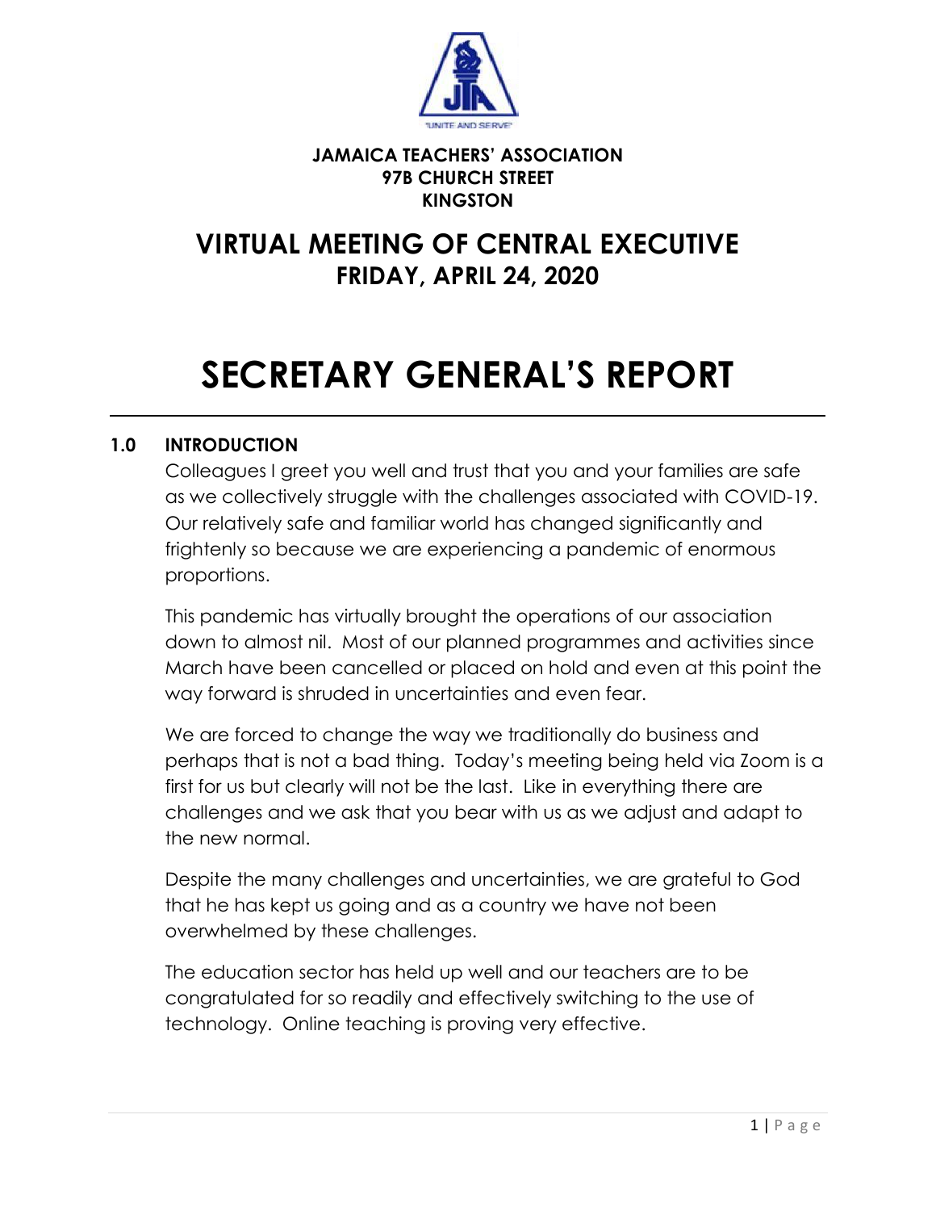**JAMAICA TEACHERS' ASSOCIATION**
**97B CHURCH STREET**
**KINGSTON**

## VIRTUAL MEETING OF CENTRAL EXECUTIVE
## FRIDAY, APRIL 24, 2020

# SECRETARY GENERAL'S REPORT

---

### 1.0 INTRODUCTION

Colleagues I greet you well and trust that you and your families are safe as we collectively struggle with the challenges associated with COVID-19. Our relatively safe and familiar world has changed significantly and frightenly so because we are experiencing a pandemic of enormous proportions.

This pandemic has virtually brought the operations of our association down to almost nil. Most of our planned programmes and activities since March have been cancelled or placed on hold and even at this point the way forward is shruded in uncertainties and even fear.

We are forced to change the way we traditionally do business and perhaps that is not a bad thing. Today's meeting being held via Zoom is a first for us but clearly will not be the last. Like in everything there are challenges and we ask that you bear with us as we adjust and adapt to the new normal.

Despite the many challenges and uncertainties, we are grateful to God that he has kept us going and as a country we have not been overwhelmed by these challenges.

The education sector has held up well and our teachers are to be congratulated for so readily and effectively switching to the use of technology. Online teaching is proving very effective.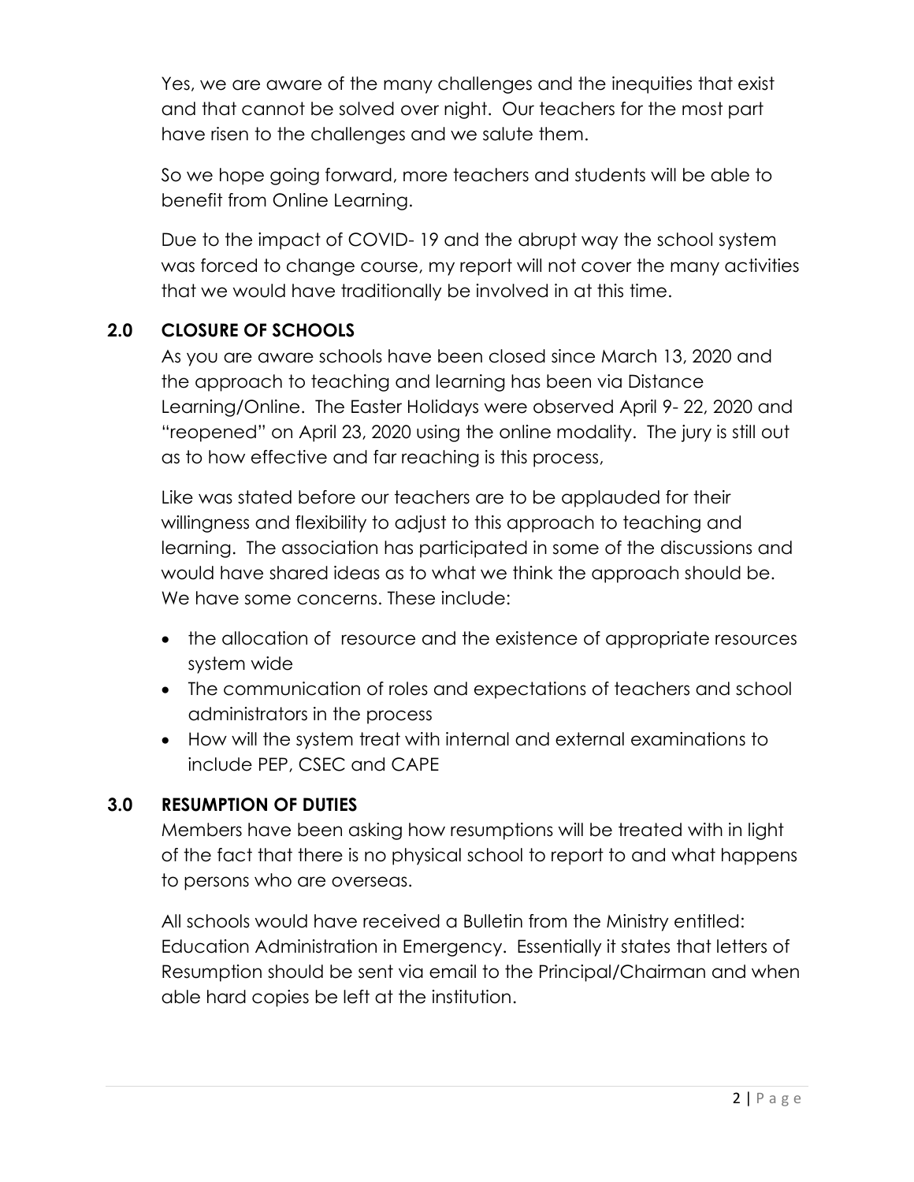Yes, we are aware of the many challenges and the inequities that exist and that cannot be solved over night. Our teachers for the most part have risen to the challenges and we salute them.

So we hope going forward, more teachers and students will be able to benefit from Online Learning.

Due to the impact of COVID- 19 and the abrupt way the school system was forced to change course, my report will not cover the many activities that we would have traditionally be involved in at this time.

## 2.0 CLOSURE OF SCHOOLS

As you are aware schools have been closed since March 13, 2020 and the approach to teaching and learning has been via Distance Learning/Online. The Easter Holidays were observed April 9- 22, 2020 and "reopened" on April 23, 2020 using the online modality. The jury is still out as to how effective and far reaching is this process,

Like was stated before our teachers are to be applauded for their willingness and flexibility to adjust to this approach to teaching and learning. The association has participated in some of the discussions and would have shared ideas as to what we think the approach should be. We have some concerns. These include:

- the allocation of resource and the existence of appropriate resources system wide
- The communication of roles and expectations of teachers and school administrators in the process
- How will the system treat with internal and external examinations to include PEP, CSEC and CAPE

## 3.0 RESUMPTION OF DUTIES

Members have been asking how resumptions will be treated with in light of the fact that there is no physical school to report to and what happens to persons who are overseas.

All schools would have received a Bulletin from the Ministry entitled: Education Administration in Emergency. Essentially it states that letters of Resumption should be sent via email to the Principal/Chairman and when able hard copies be left at the institution.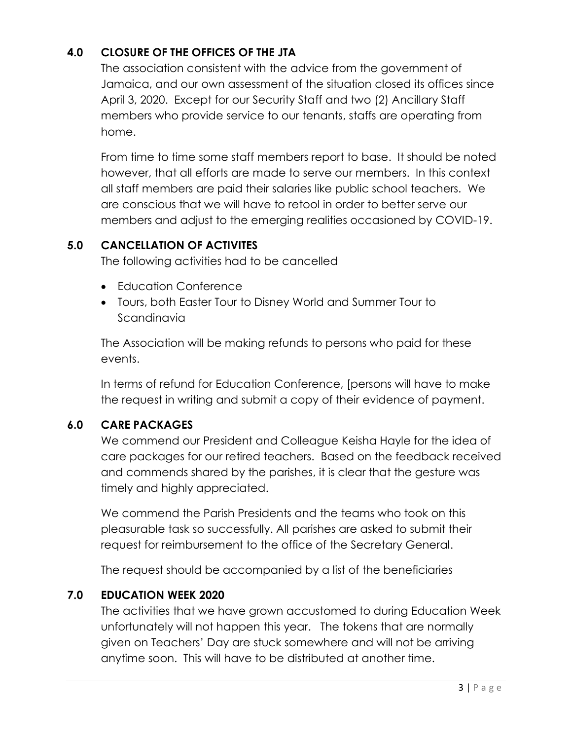## 4.0 CLOSURE OF THE OFFICES OF THE JTA

The association consistent with the advice from the government of Jamaica, and our own assessment of the situation closed its offices since April 3, 2020. Except for our Security Staff and two (2) Ancillary Staff members who provide service to our tenants, staffs are operating from home.

From time to time some staff members report to base. It should be noted however, that all efforts are made to serve our members. In this context all staff members are paid their salaries like public school teachers. We are conscious that we will have to retool in order to better serve our members and adjust to the emerging realities occasioned by COVID-19.

## 5.0 CANCELLATION OF ACTIVITES

The following activities had to be cancelled

- Education Conference
- Tours, both Easter Tour to Disney World and Summer Tour to Scandinavia

The Association will be making refunds to persons who paid for these events.

In terms of refund for Education Conference, [persons will have to make the request in writing and submit a copy of their evidence of payment.

## 6.0 CARE PACKAGES

We commend our President and Colleague Keisha Hayle for the idea of care packages for our retired teachers. Based on the feedback received and commends shared by the parishes, it is clear that the gesture was timely and highly appreciated.

We commend the Parish Presidents and the teams who took on this pleasurable task so successfully. All parishes are asked to submit their request for reimbursement to the office of the Secretary General.

The request should be accompanied by a list of the beneficiaries

## 7.0 EDUCATION WEEK 2020

The activities that we have grown accustomed to during Education Week unfortunately will not happen this year. The tokens that are normally given on Teachers' Day are stuck somewhere and will not be arriving anytime soon. This will have to be distributed at another time.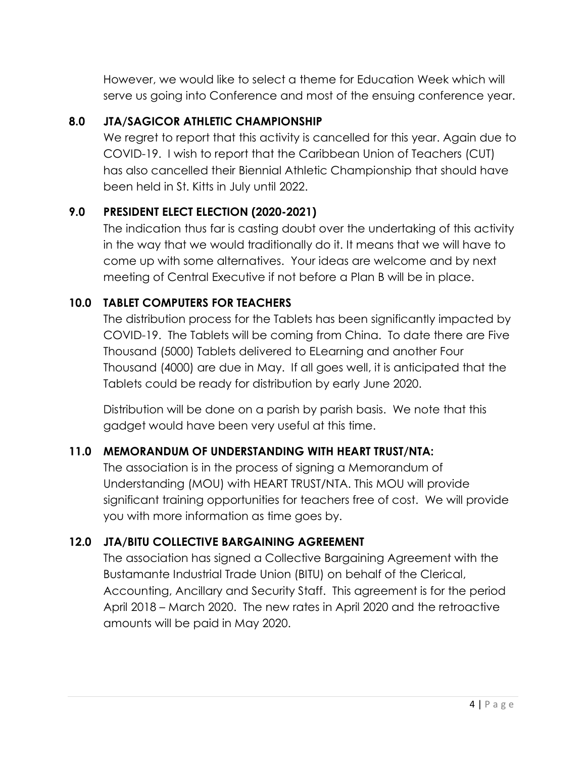However, we would like to select a theme for Education Week which will serve us going into Conference and most of the ensuing conference year.

## 8.0 JTA/SAGICOR ATHLETIC CHAMPIONSHIP

We regret to report that this activity is cancelled for this year. Again due to COVID-19. I wish to report that the Caribbean Union of Teachers (CUT) has also cancelled their Biennial Athletic Championship that should have been held in St. Kitts in July until 2022.

## 9.0 PRESIDENT ELECT ELECTION (2020-2021)

The indication thus far is casting doubt over the undertaking of this activity in the way that we would traditionally do it. It means that we will have to come up with some alternatives. Your ideas are welcome and by next meeting of Central Executive if not before a Plan B will be in place.

## 10.0 TABLET COMPUTERS FOR TEACHERS

The distribution process for the Tablets has been significantly impacted by COVID-19. The Tablets will be coming from China. To date there are Five Thousand (5000) Tablets delivered to ELearning and another Four Thousand (4000) are due in May. If all goes well, it is anticipated that the Tablets could be ready for distribution by early June 2020.

Distribution will be done on a parish by parish basis. We note that this gadget would have been very useful at this time.

## 11.0 MEMORANDUM OF UNDERSTANDING WITH HEART TRUST/NTA:

The association is in the process of signing a Memorandum of Understanding (MOU) with HEART TRUST/NTA. This MOU will provide significant training opportunities for teachers free of cost. We will provide you with more information as time goes by.

## 12.0 JTA/BITU COLLECTIVE BARGAINING AGREEMENT

The association has signed a Collective Bargaining Agreement with the Bustamante Industrial Trade Union (BITU) on behalf of the Clerical, Accounting, Ancillary and Security Staff. This agreement is for the period April 2018 – March 2020. The new rates in April 2020 and the retroactive amounts will be paid in May 2020.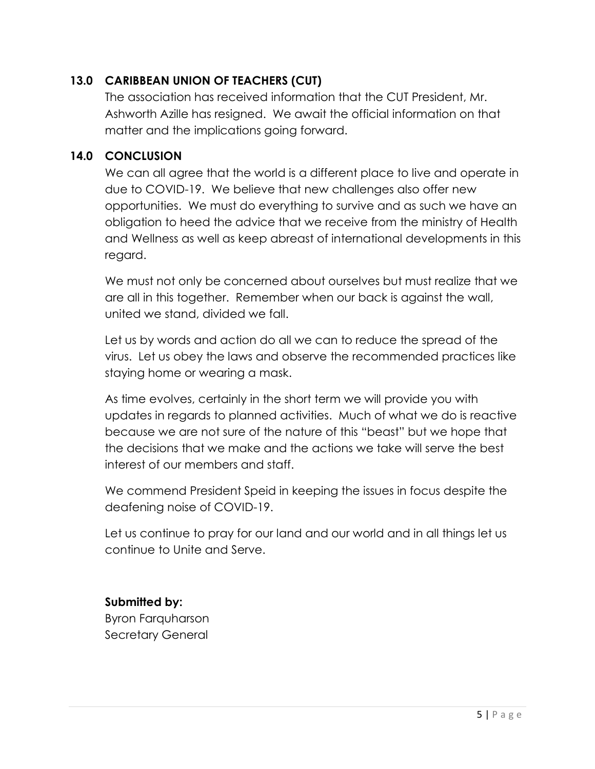## 13.0 CARIBBEAN UNION OF TEACHERS (CUT)

The association has received information that the CUT President, Mr. Ashworth Azille has resigned. We await the official information on that matter and the implications going forward.

## 14.0 CONCLUSION

We can all agree that the world is a different place to live and operate in due to COVID-19. We believe that new challenges also offer new opportunities. We must do everything to survive and as such we have an obligation to heed the advice that we receive from the ministry of Health and Wellness as well as keep abreast of international developments in this regard.

We must not only be concerned about ourselves but must realize that we are all in this together. Remember when our back is against the wall, united we stand, divided we fall.

Let us by words and action do all we can to reduce the spread of the virus. Let us obey the laws and observe the recommended practices like staying home or wearing a mask.

As time evolves, certainly in the short term we will provide you with updates in regards to planned activities. Much of what we do is reactive because we are not sure of the nature of this "beast" but we hope that the decisions that we make and the actions we take will serve the best interest of our members and staff.

We commend President Speid in keeping the issues in focus despite the deafening noise of COVID-19.

Let us continue to pray for our land and our world and in all things let us continue to Unite and Serve.

**Submitted by:**
Byron Farquharson
Secretary General